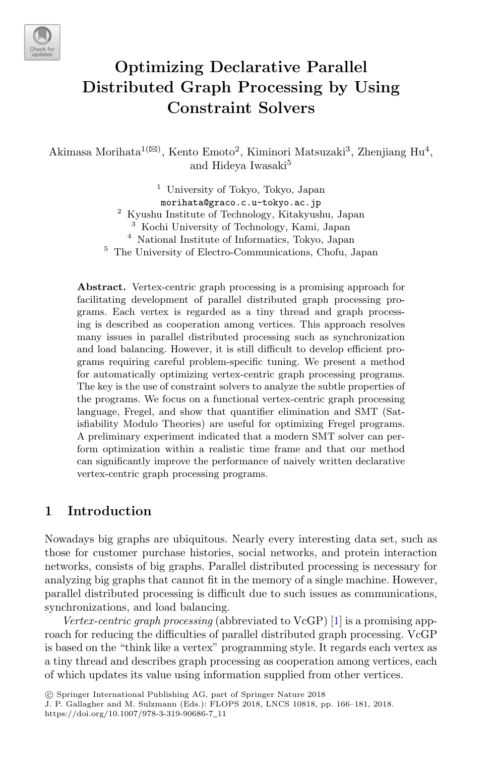# Optimizing Declarative Parallel Distributed Graph Processing by Using Constraint Solvers

Akimasa Morihata[1](✉), Kento Emoto[2], Kiminori Matsuzaki[3], Zhenjiang Hu[4], and Hideya Iwasaki[5]

[1] University of Tokyo, Tokyo, Japan
morihata@graco.c.u-tokyo.ac.jp
[2] Kyushu Institute of Technology, Kitakyushu, Japan
[3] Kochi University of Technology, Kami, Japan
[4] National Institute of Informatics, Tokyo, Japan
[5] The University of Electro-Communications, Chofu, Japan

**Abstract.** Vertex-centric graph processing is a promising approach for facilitating development of parallel distributed graph processing programs. Each vertex is regarded as a tiny thread and graph processing is described as cooperation among vertices. This approach resolves many issues in parallel distributed processing such as synchronization and load balancing. However, it is still difficult to develop efficient programs requiring careful problem-specific tuning. We present a method for automatically optimizing vertex-centric graph processing programs. The key is the use of constraint solvers to analyze the subtle properties of the programs. We focus on a functional vertex-centric graph processing language, Fregel, and show that quantifier elimination and SMT (Satisfiability Modulo Theories) are useful for optimizing Fregel programs. A preliminary experiment indicated that a modern SMT solver can perform optimization within a realistic time frame and that our method can significantly improve the performance of naively written declarative vertex-centric graph processing programs.

## 1 Introduction

Nowadays big graphs are ubiquitous. Nearly every interesting data set, such as those for customer purchase histories, social networks, and protein interaction networks, consists of big graphs. Parallel distributed processing is necessary for analyzing big graphs that cannot fit in the memory of a single machine. However, parallel distributed processing is difficult due to such issues as communications, synchronizations, and load balancing.

*Vertex-centric graph processing* (abbreviated to VcGP) [1] is a promising approach for reducing the difficulties of parallel distributed graph processing. VcGP is based on the "think like a vertex" programming style. It regards each vertex as a tiny thread and describes graph processing as cooperation among vertices, each of which updates its value using information supplied from other vertices.

© Springer International Publishing AG, part of Springer Nature 2018
J. P. Gallagher and M. Sulzmann (Eds.): FLOPS 2018, LNCS 10818, pp. 166–181, 2018.
https://doi.org/10.1007/978-3-319-90686-7_11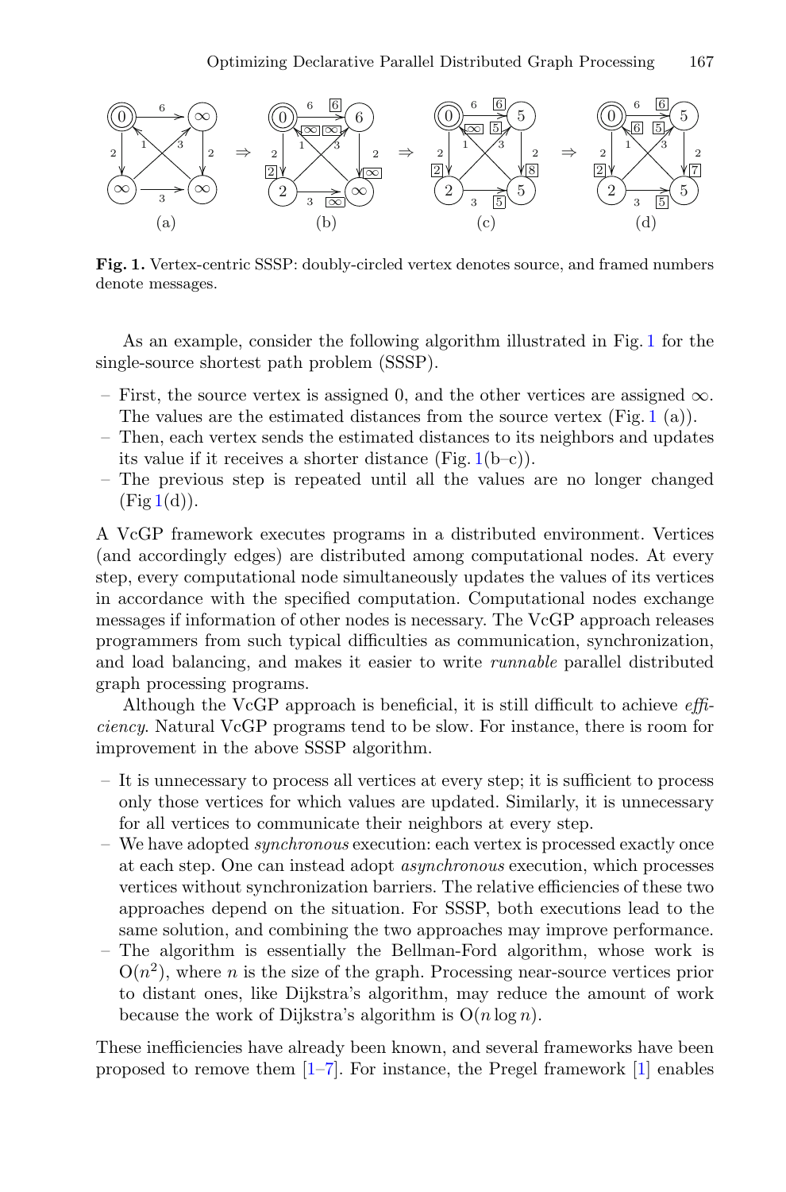**Fig. 1.** Vertex-centric SSSP: doubly-circled vertex denotes source, and framed numbers denote messages.

As an example, consider the following algorithm illustrated in Fig. 1 for the single-source shortest path problem (SSSP).

- First, the source vertex is assigned 0, and the other vertices are assigned $\infty$. The values are the estimated distances from the source vertex (Fig. 1 (a)).
- Then, each vertex sends the estimated distances to its neighbors and updates its value if it receives a shorter distance (Fig. 1(b–c)).
- The previous step is repeated until all the values are no longer changed (Fig 1(d)).

A VcGP framework executes programs in a distributed environment. Vertices (and accordingly edges) are distributed among computational nodes. At every step, every computational node simultaneously updates the values of its vertices in accordance with the specified computation. Computational nodes exchange messages if information of other nodes is necessary. The VcGP approach releases programmers from such typical difficulties as communication, synchronization, and load balancing, and makes it easier to write *runnable* parallel distributed graph processing programs.

Although the VcGP approach is beneficial, it is still difficult to achieve *efficiency*. Natural VcGP programs tend to be slow. For instance, there is room for improvement in the above SSSP algorithm.

- It is unnecessary to process all vertices at every step; it is sufficient to process only those vertices for which values are updated. Similarly, it is unnecessary for all vertices to communicate their neighbors at every step.
- We have adopted *synchronous* execution: each vertex is processed exactly once at each step. One can instead adopt *asynchronous* execution, which processes vertices without synchronization barriers. The relative efficiencies of these two approaches depend on the situation. For SSSP, both executions lead to the same solution, and combining the two approaches may improve performance.
- The algorithm is essentially the Bellman-Ford algorithm, whose work is $O(n^2)$, where $n$ is the size of the graph. Processing near-source vertices prior to distant ones, like Dijkstra's algorithm, may reduce the amount of work because the work of Dijkstra's algorithm is $O(n \log n)$.

These inefficiencies have already been known, and several frameworks have been proposed to remove them [1–7]. For instance, the Pregel framework [1] enables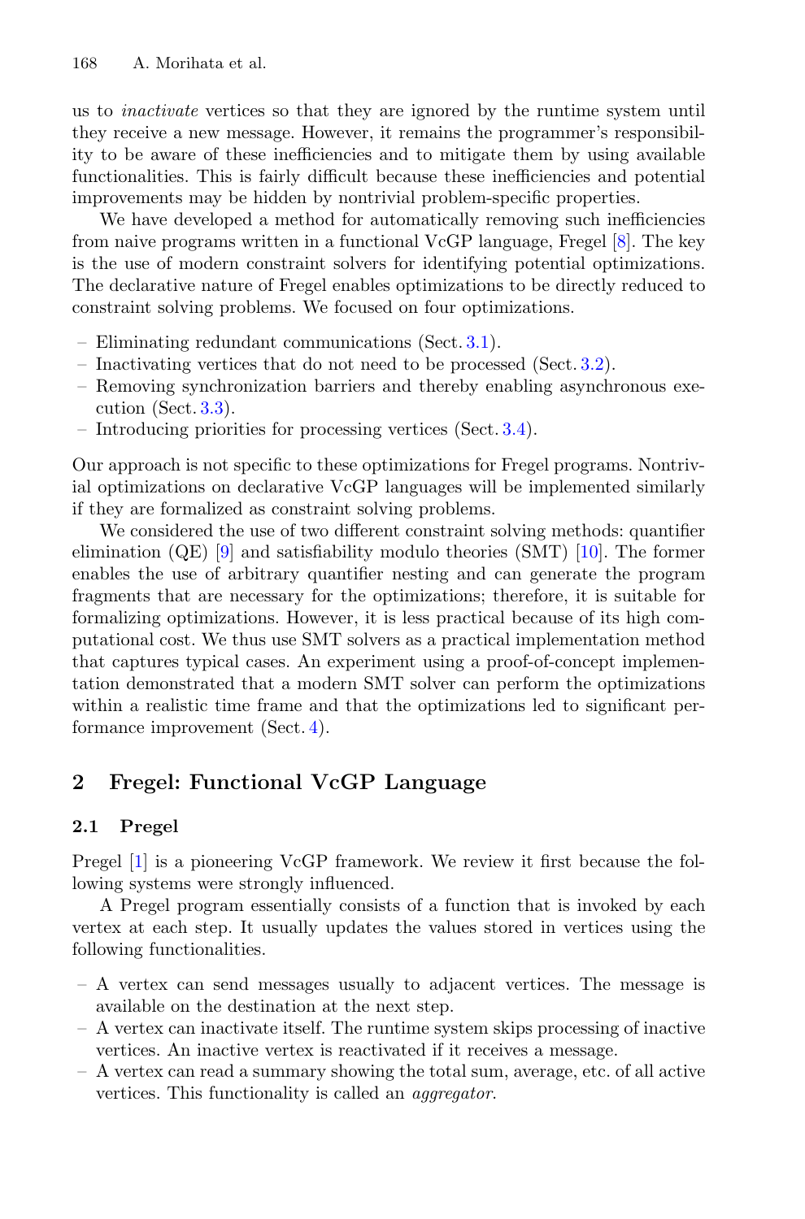us to *inactivate* vertices so that they are ignored by the runtime system until they receive a new message. However, it remains the programmer's responsibility to be aware of these inefficiencies and to mitigate them by using available functionalities. This is fairly difficult because these inefficiencies and potential improvements may be hidden by nontrivial problem-specific properties.

We have developed a method for automatically removing such inefficiencies from naive programs written in a functional VcGP language, Fregel [8]. The key is the use of modern constraint solvers for identifying potential optimizations. The declarative nature of Fregel enables optimizations to be directly reduced to constraint solving problems. We focused on four optimizations.

- Eliminating redundant communications (Sect. 3.1).
- Inactivating vertices that do not need to be processed (Sect. 3.2).
- Removing synchronization barriers and thereby enabling asynchronous execution (Sect. 3.3).
- Introducing priorities for processing vertices (Sect. 3.4).

Our approach is not specific to these optimizations for Fregel programs. Nontrivial optimizations on declarative VcGP languages will be implemented similarly if they are formalized as constraint solving problems.

We considered the use of two different constraint solving methods: quantifier elimination (QE) [9] and satisfiability modulo theories (SMT) [10]. The former enables the use of arbitrary quantifier nesting and can generate the program fragments that are necessary for the optimizations; therefore, it is suitable for formalizing optimizations. However, it is less practical because of its high computational cost. We thus use SMT solvers as a practical implementation method that captures typical cases. An experiment using a proof-of-concept implementation demonstrated that a modern SMT solver can perform the optimizations within a realistic time frame and that the optimizations led to significant performance improvement (Sect. 4).

## 2 Fregel: Functional VcGP Language

### 2.1 Pregel

Pregel [1] is a pioneering VcGP framework. We review it first because the following systems were strongly influenced.

A Pregel program essentially consists of a function that is invoked by each vertex at each step. It usually updates the values stored in vertices using the following functionalities.

- A vertex can send messages usually to adjacent vertices. The message is available on the destination at the next step.
- A vertex can inactivate itself. The runtime system skips processing of inactive vertices. An inactive vertex is reactivated if it receives a message.
- A vertex can read a summary showing the total sum, average, etc. of all active vertices. This functionality is called an *aggregator*.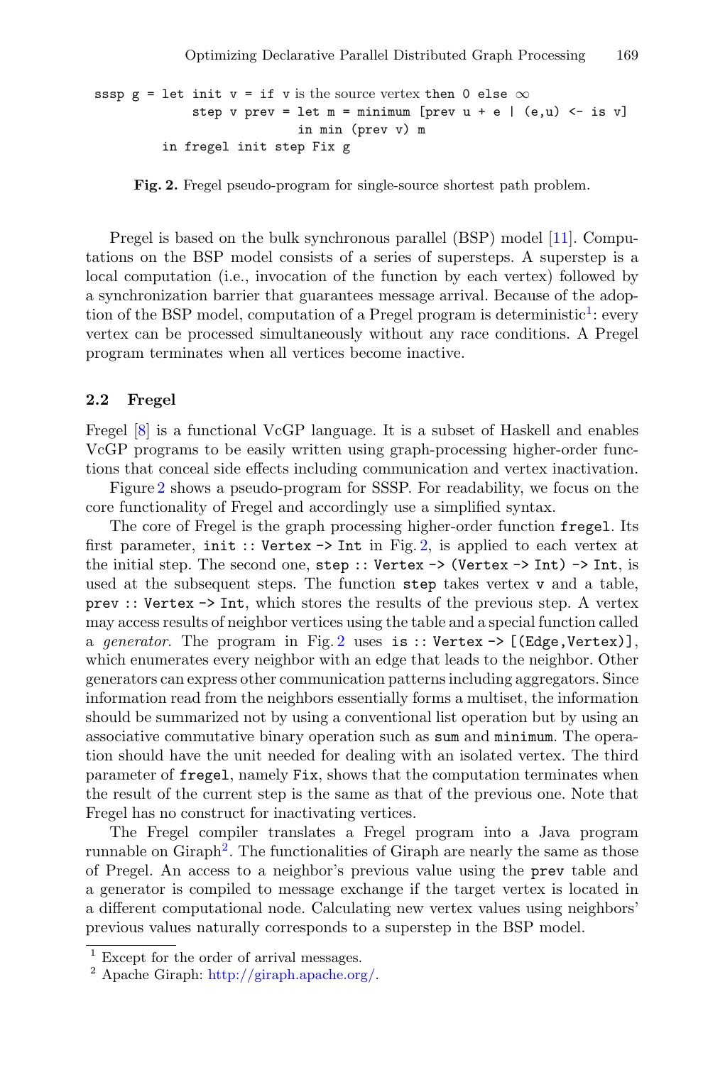```
sssp g = let init v = if v is the source vertex then 0 else ∞
             step v prev = let m = minimum [prev u + e | (e,u) <- is v]
                           in min (prev v) m
         in fregel init step Fix g
```

**Fig. 2.** Fregel pseudo-program for single-source shortest path problem.

Pregel is based on the bulk synchronous parallel (BSP) model [11]. Computations on the BSP model consists of a series of supersteps. A superstep is a local computation (i.e., invocation of the function by each vertex) followed by a synchronization barrier that guarantees message arrival. Because of the adoption of the BSP model, computation of a Pregel program is deterministic[1]: every vertex can be processed simultaneously without any race conditions. A Pregel program terminates when all vertices become inactive.

### 2.2 Fregel

Fregel [8] is a functional VcGP language. It is a subset of Haskell and enables VcGP programs to be easily written using graph-processing higher-order functions that conceal side effects including communication and vertex inactivation.

Figure 2 shows a pseudo-program for SSSP. For readability, we focus on the core functionality of Fregel and accordingly use a simplified syntax.

The core of Fregel is the graph processing higher-order function `fregel`. Its first parameter, `init :: Vertex -> Int` in Fig. 2, is applied to each vertex at the initial step. The second one, `step :: Vertex -> (Vertex -> Int) -> Int`, is used at the subsequent steps. The function `step` takes vertex `v` and a table, `prev :: Vertex -> Int`, which stores the results of the previous step. A vertex may access results of neighbor vertices using the table and a special function called a *generator*. The program in Fig. 2 uses `is :: Vertex -> [(Edge,Vertex)]`, which enumerates every neighbor with an edge that leads to the neighbor. Other generators can express other communication patterns including aggregators. Since information read from the neighbors essentially forms a multiset, the information should be summarized not by using a conventional list operation but by using an associative commutative binary operation such as `sum` and `minimum`. The operation should have the unit needed for dealing with an isolated vertex. The third parameter of `fregel`, namely `Fix`, shows that the computation terminates when the result of the current step is the same as that of the previous one. Note that Fregel has no construct for inactivating vertices.

The Fregel compiler translates a Fregel program into a Java program runnable on Giraph[2]. The functionalities of Giraph are nearly the same as those of Pregel. An access to a neighbor's previous value using the `prev` table and a generator is compiled to message exchange if the target vertex is located in a different computational node. Calculating new vertex values using neighbors' previous values naturally corresponds to a superstep in the BSP model.

[1] Except for the order of arrival messages.

[2] Apache Giraph: http://giraph.apache.org/.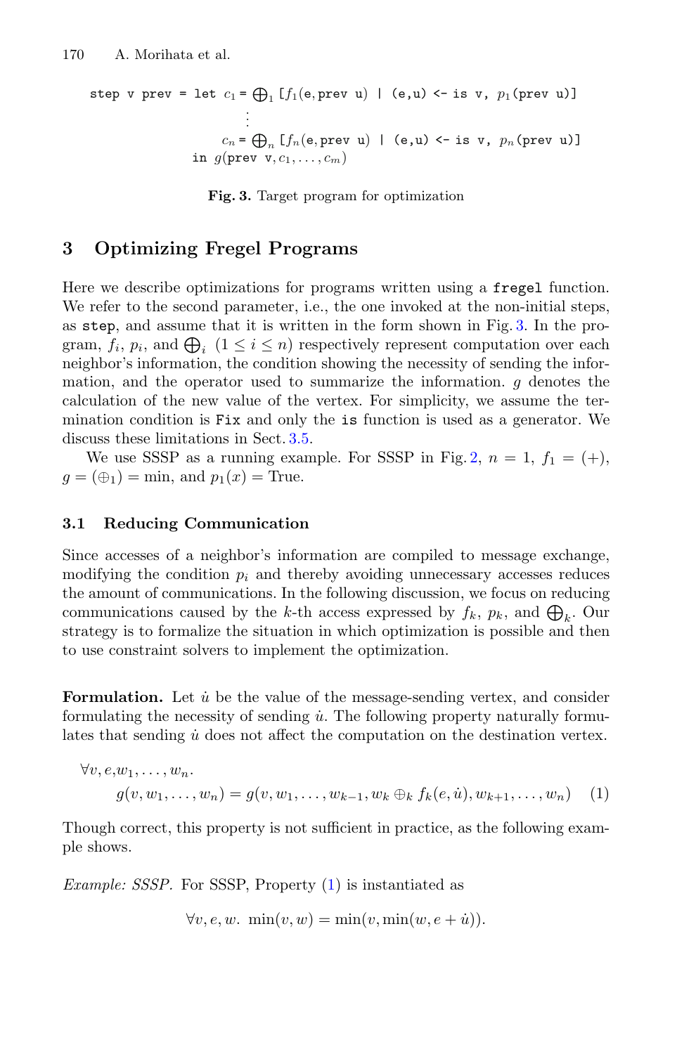```
step v prev = let c_1 = ⊕_1 [f_1(e,prev u) | (e,u) <- is v, p_1(prev u)]
                    ⋮
                  c_n = ⊕_n [f_n(e,prev u) | (e,u) <- is v, p_n(prev u)]
              in g(prev v, c_1, ..., c_m)
```

**Fig. 3.** Target program for optimization

## 3 Optimizing Fregel Programs

Here we describe optimizations for programs written using a `fregel` function. We refer to the second parameter, i.e., the one invoked at the non-initial steps, as `step`, and assume that it is written in the form shown in Fig. 3. In the program, $f_i$, $p_i$, and $\bigoplus_i$ $(1 \leq i \leq n)$ respectively represent computation over each neighbor's information, the condition showing the necessity of sending the information, and the operator used to summarize the information. $g$ denotes the calculation of the new value of the vertex. For simplicity, we assume the termination condition is `Fix` and only the `is` function is used as a generator. We discuss these limitations in Sect. 3.5.

We use SSSP as a running example. For SSSP in Fig. 2, $n = 1$, $f_1 = (+)$, $g = (\oplus_1) = \min$, and $p_1(x) = \text{True}$.

### 3.1 Reducing Communication

Since accesses of a neighbor's information are compiled to message exchange, modifying the condition $p_i$ and thereby avoiding unnecessary accesses reduces the amount of communications. In the following discussion, we focus on reducing communications caused by the $k$-th access expressed by $f_k$, $p_k$, and $\bigoplus_k$. Our strategy is to formalize the situation in which optimization is possible and then to use constraint solvers to implement the optimization.

**Formulation.** Let $\dot{u}$ be the value of the message-sending vertex, and consider formulating the necessity of sending $\dot{u}$. The following property naturally formulates that sending $\dot{u}$ does not affect the computation on the destination vertex.

$$\forall v, e, w_1, \ldots, w_n.$$
$$g(v, w_1, \ldots, w_n) = g(v, w_1, \ldots, w_{k-1}, w_k \oplus_k f_k(e, \dot{u}), w_{k+1}, \ldots, w_n) \quad (1)$$

Though correct, this property is not sufficient in practice, as the following example shows.

*Example: SSSP.* For SSSP, Property (1) is instantiated as

$$\forall v, e, w. \; \min(v, w) = \min(v, \min(w, e + \dot{u})).$$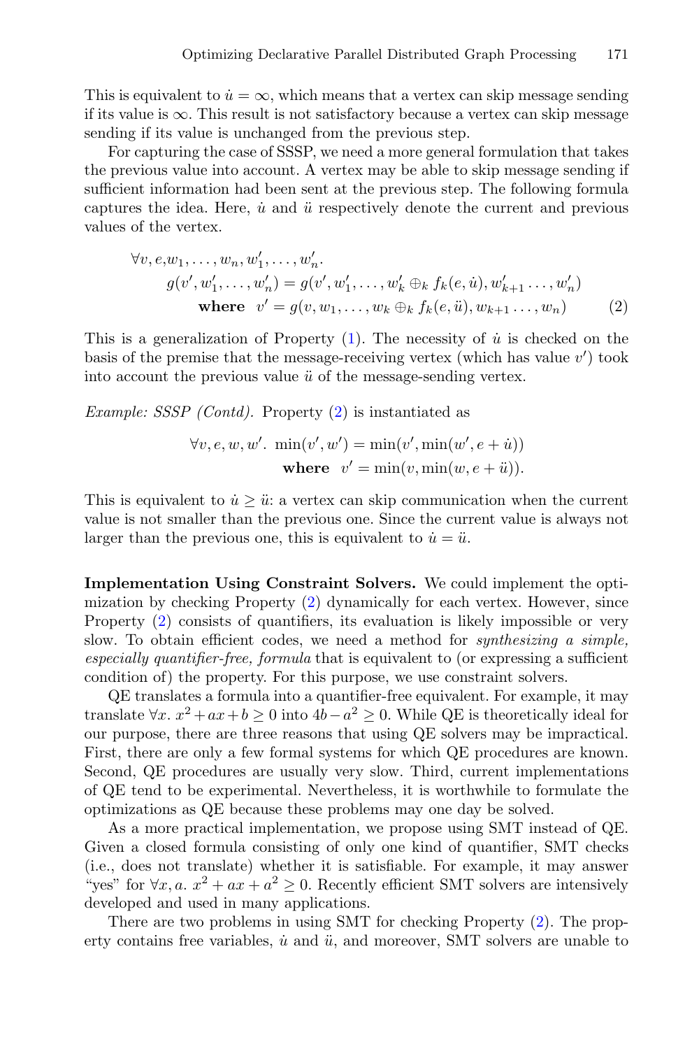This is equivalent to $\dot{u} = \infty$, which means that a vertex can skip message sending if its value is $\infty$. This result is not satisfactory because a vertex can skip message sending if its value is unchanged from the previous step.

For capturing the case of SSSP, we need a more general formulation that takes the previous value into account. A vertex may be able to skip message sending if sufficient information had been sent at the previous step. The following formula captures the idea. Here, $\dot{u}$ and $\ddot{u}$ respectively denote the current and previous values of the vertex.

$$\begin{aligned}
&\forall v, e, w_1, \ldots, w_n, w'_1, \ldots, w'_n. \\
&\qquad g(v', w'_1, \ldots, w'_n) = g(v', w'_1, \ldots, w'_k \oplus_k f_k(e, \dot{u}), w'_{k+1} \ldots, w'_n) \\
&\qquad\quad \textbf{where} \ \ v' = g(v, w_1, \ldots, w_k \oplus_k f_k(e, \ddot{u}), w_{k+1} \ldots, w_n) \qquad (2)
\end{aligned}$$

This is a generalization of Property (1). The necessity of $\dot{u}$ is checked on the basis of the premise that the message-receiving vertex (which has value $v'$) took into account the previous value $\ddot{u}$ of the message-sending vertex.

*Example: SSSP (Contd).* Property (2) is instantiated as

$$\begin{aligned}
\forall v, e, w, w'.\ \min(v', w') &= \min(v', \min(w', e + \dot{u})) \\
\textbf{where} \ \ v' &= \min(v, \min(w, e + \ddot{u})).
\end{aligned}$$

This is equivalent to $\dot{u} \geq \ddot{u}$: a vertex can skip communication when the current value is not smaller than the previous one. Since the current value is always not larger than the previous one, this is equivalent to $\dot{u} = \ddot{u}$.

**Implementation Using Constraint Solvers.** We could implement the optimization by checking Property (2) dynamically for each vertex. However, since Property (2) consists of quantifiers, its evaluation is likely impossible or very slow. To obtain efficient codes, we need a method for *synthesizing a simple, especially quantifier-free, formula* that is equivalent to (or expressing a sufficient condition of) the property. For this purpose, we use constraint solvers.

QE translates a formula into a quantifier-free equivalent. For example, it may translate $\forall x.\ x^2 + ax + b \geq 0$ into $4b - a^2 \geq 0$. While QE is theoretically ideal for our purpose, there are three reasons that using QE solvers may be impractical. First, there are only a few formal systems for which QE procedures are known. Second, QE procedures are usually very slow. Third, current implementations of QE tend to be experimental. Nevertheless, it is worthwhile to formulate the optimizations as QE because these problems may one day be solved.

As a more practical implementation, we propose using SMT instead of QE. Given a closed formula consisting of only one kind of quantifier, SMT checks (i.e., does not translate) whether it is satisfiable. For example, it may answer "yes" for $\forall x, a.\ x^2 + ax + a^2 \geq 0$. Recently efficient SMT solvers are intensively developed and used in many applications.

There are two problems in using SMT for checking Property (2). The property contains free variables, $\dot{u}$ and $\ddot{u}$, and moreover, SMT solvers are unable to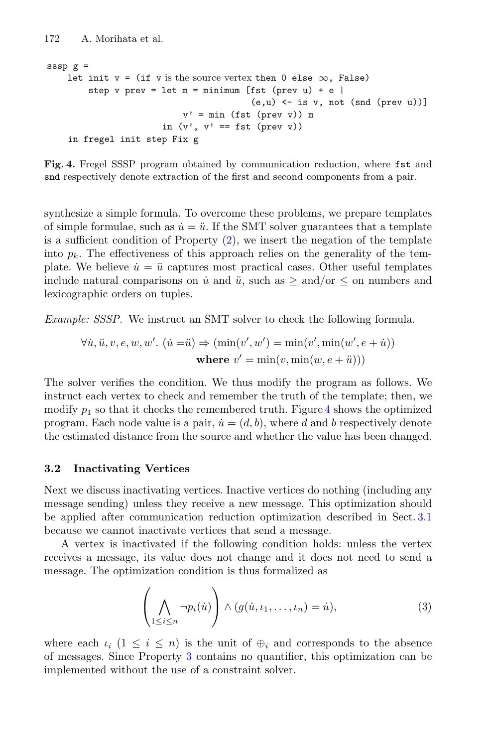```
sssp g =
    let init v = (if v is the source vertex then 0 else ∞, False)
        step v prev = let m = minimum [fst (prev u) + e |
                                       (e,u) <- is v, not (snd (prev u))]
                          v' = min (fst (prev v)) m
                      in (v', v' == fst (prev v))
    in fregel init step Fix g
```

**Fig. 4.** Fregel SSSP program obtained by communication reduction, where `fst` and `snd` respectively denote extraction of the first and second components from a pair.

synthesize a simple formula. To overcome these problems, we prepare templates of simple formulae, such as $\dot{u} = \ddot{u}$. If the SMT solver guarantees that a template is a sufficient condition of Property (2), we insert the negation of the template into $p_k$. The effectiveness of this approach relies on the generality of the template. We believe $\dot{u} = \ddot{u}$ captures most practical cases. Other useful templates include natural comparisons on $\dot{u}$ and $\ddot{u}$, such as $\geq$ and/or $\leq$ on numbers and lexicographic orders on tuples.

*Example: SSSP.* We instruct an SMT solver to check the following formula.

$$\forall \dot{u}, \ddot{u}, v, e, w, w'.\ (\dot{u} = \ddot{u}) \Rightarrow (\min(v', w') = \min(v', \min(w', e + \dot{u}))$$
$$\textbf{where } v' = \min(v, \min(w, e + \ddot{u})))$$

The solver verifies the condition. We thus modify the program as follows. We instruct each vertex to check and remember the truth of the template; then, we modify $p_1$ so that it checks the remembered truth. Figure 4 shows the optimized program. Each node value is a pair, $\dot{u} = (d, b)$, where $d$ and $b$ respectively denote the estimated distance from the source and whether the value has been changed.

### 3.2 Inactivating Vertices

Next we discuss inactivating vertices. Inactive vertices do nothing (including any message sending) unless they receive a new message. This optimization should be applied after communication reduction optimization described in Sect. 3.1 because we cannot inactivate vertices that send a message.

A vertex is inactivated if the following condition holds: unless the vertex receives a message, its value does not change and it does not need to send a message. The optimization condition is thus formalized as

$$\left( \bigwedge_{1 \leq i \leq n} \neg p_i(\dot{u}) \right) \wedge (g(\dot{u}, \iota_1, \ldots, \iota_n) = \dot{u}), \tag{3}$$

where each $\iota_i$ ($1 \leq i \leq n$) is the unit of $\oplus_i$ and corresponds to the absence of messages. Since Property 3 contains no quantifier, this optimization can be implemented without the use of a constraint solver.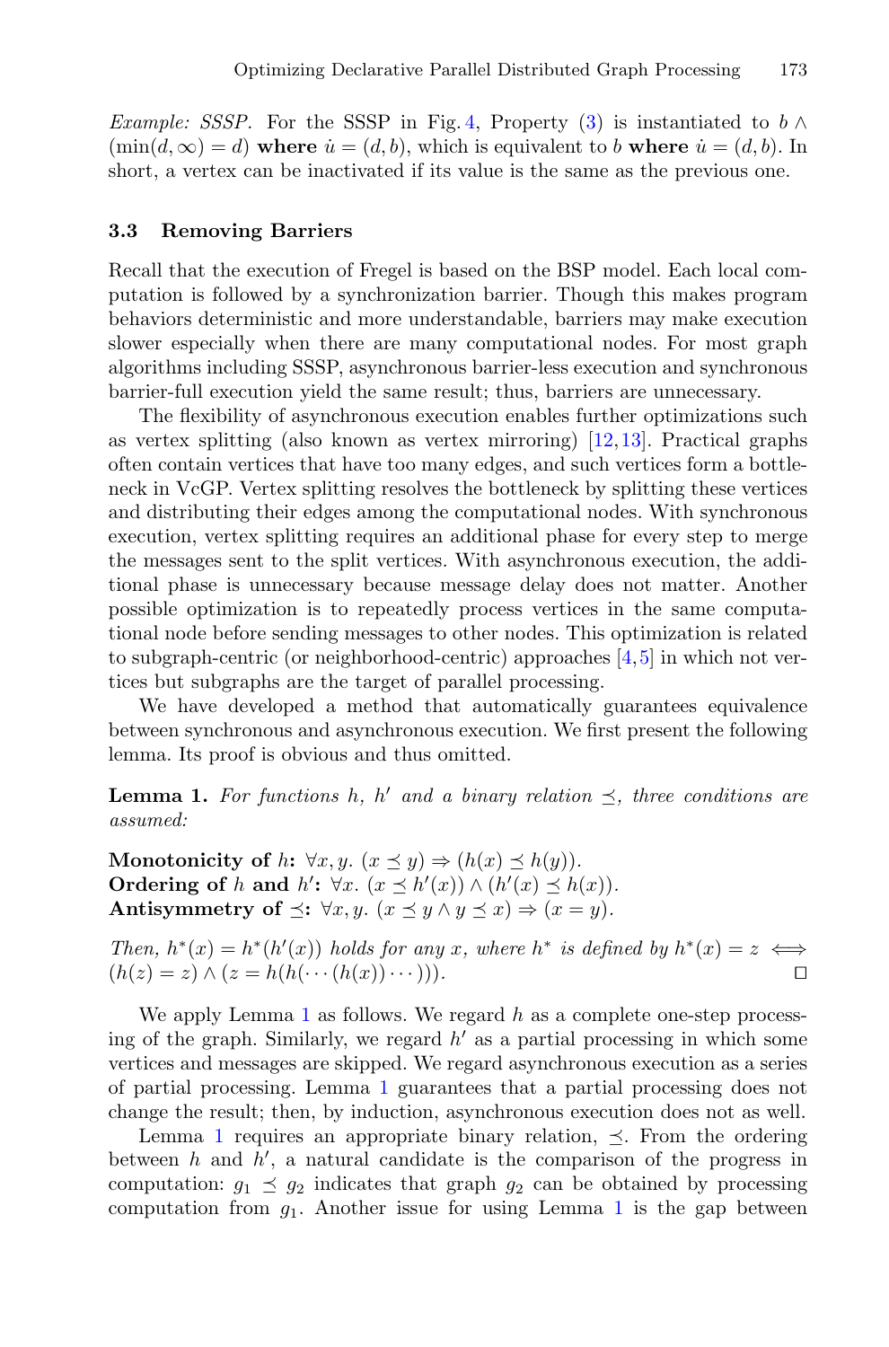*Example: SSSP.* For the SSSP in Fig. 4, Property (3) is instantiated to $b \wedge (\min(d, \infty) = d)$ **where** $\dot{u} = (d, b)$, which is equivalent to $b$ **where** $\dot{u} = (d, b)$. In short, a vertex can be inactivated if its value is the same as the previous one.

### 3.3 Removing Barriers

Recall that the execution of Fregel is based on the BSP model. Each local computation is followed by a synchronization barrier. Though this makes program behaviors deterministic and more understandable, barriers may make execution slower especially when there are many computational nodes. For most graph algorithms including SSSP, asynchronous barrier-less execution and synchronous barrier-full execution yield the same result; thus, barriers are unnecessary.

The flexibility of asynchronous execution enables further optimizations such as vertex splitting (also known as vertex mirroring) [12,13]. Practical graphs often contain vertices that have too many edges, and such vertices form a bottleneck in VcGP. Vertex splitting resolves the bottleneck by splitting these vertices and distributing their edges among the computational nodes. With synchronous execution, vertex splitting requires an additional phase for every step to merge the messages sent to the split vertices. With asynchronous execution, the additional phase is unnecessary because message delay does not matter. Another possible optimization is to repeatedly process vertices in the same computational node before sending messages to other nodes. This optimization is related to subgraph-centric (or neighborhood-centric) approaches [4,5] in which not vertices but subgraphs are the target of parallel processing.

We have developed a method that automatically guarantees equivalence between synchronous and asynchronous execution. We first present the following lemma. Its proof is obvious and thus omitted.

**Lemma 1.** *For functions $h$, $h'$ and a binary relation $\preceq$, three conditions are assumed:*

**Monotonicity of $h$:** $\forall x, y.\ (x \preceq y) \Rightarrow (h(x) \preceq h(y))$.
**Ordering of $h$ and $h'$:** $\forall x.\ (x \preceq h'(x)) \wedge (h'(x) \preceq h(x))$.
**Antisymmetry of $\preceq$:** $\forall x, y.\ (x \preceq y \wedge y \preceq x) \Rightarrow (x = y)$.

*Then, $h^*(x) = h^*(h'(x))$ holds for any $x$, where $h^*$ is defined by $h^*(x) = z \iff (h(z) = z) \wedge (z = h(h(\cdots(h(x))\cdots)))$.* ◻

We apply Lemma 1 as follows. We regard $h$ as a complete one-step processing of the graph. Similarly, we regard $h'$ as a partial processing in which some vertices and messages are skipped. We regard asynchronous execution as a series of partial processing. Lemma 1 guarantees that a partial processing does not change the result; then, by induction, asynchronous execution does not as well.

Lemma 1 requires an appropriate binary relation, $\preceq$. From the ordering between $h$ and $h'$, a natural candidate is the comparison of the progress in computation: $g_1 \preceq g_2$ indicates that graph $g_2$ can be obtained by processing computation from $g_1$. Another issue for using Lemma 1 is the gap between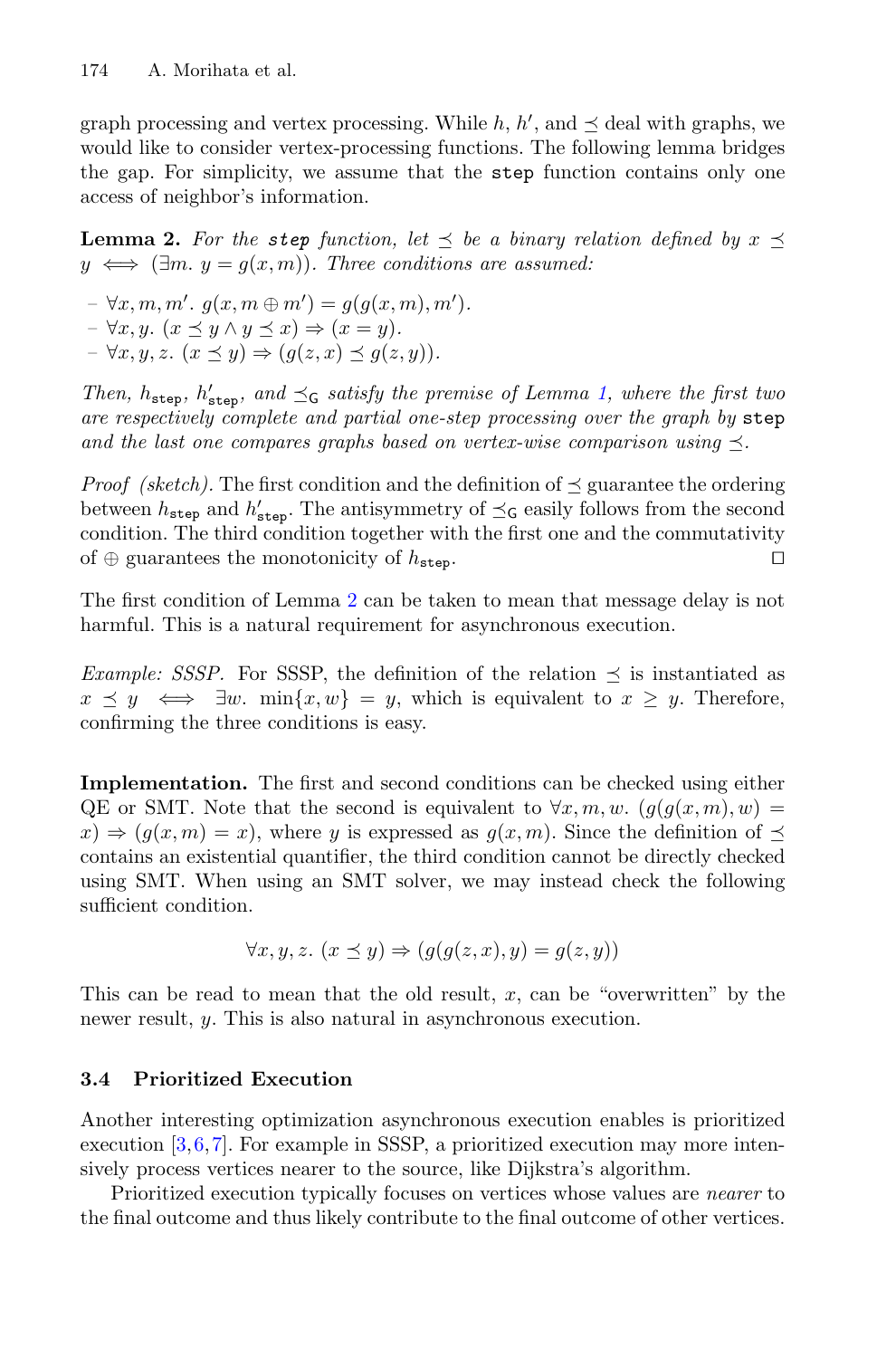graph processing and vertex processing. While $h$, $h'$, and $\preceq$ deal with graphs, we would like to consider vertex-processing functions. The following lemma bridges the gap. For simplicity, we assume that the `step` function contains only one access of neighbor's information.

**Lemma 2.** *For the* `step` *function, let $\preceq$ be a binary relation defined by $x \preceq y \iff (\exists m.\ y = g(x, m))$. Three conditions are assumed:*

- $\forall x, m, m'.\ g(x, m \oplus m') = g(g(x, m), m')$.
- $\forall x, y.\ (x \preceq y \wedge y \preceq x) \Rightarrow (x = y)$.
- $\forall x, y, z.\ (x \preceq y) \Rightarrow (g(z, x) \preceq g(z, y))$.

*Then, $h_{\texttt{step}}$, $h'_{\texttt{step}}$, and $\preceq_{\texttt{G}}$ satisfy the premise of Lemma 1, where the first two are respectively complete and partial one-step processing over the graph by* `step` *and the last one compares graphs based on vertex-wise comparison using $\preceq$.*

*Proof (sketch).* The first condition and the definition of $\preceq$ guarantee the ordering between $h_{\texttt{step}}$ and $h'_{\texttt{step}}$. The antisymmetry of $\preceq_{\texttt{G}}$ easily follows from the second condition. The third condition together with the first one and the commutativity of $\oplus$ guarantees the monotonicity of $h_{\texttt{step}}$. ◻

The first condition of Lemma 2 can be taken to mean that message delay is not harmful. This is a natural requirement for asynchronous execution.

*Example: SSSP.* For SSSP, the definition of the relation $\preceq$ is instantiated as $x \preceq y \iff \exists w.\ \min\{x, w\} = y$, which is equivalent to $x \geq y$. Therefore, confirming the three conditions is easy.

**Implementation.** The first and second conditions can be checked using either QE or SMT. Note that the second is equivalent to $\forall x, m, w.\ (g(g(x, m), w) = x) \Rightarrow (g(x, m) = x)$, where $y$ is expressed as $g(x, m)$. Since the definition of $\preceq$ contains an existential quantifier, the third condition cannot be directly checked using SMT. When using an SMT solver, we may instead check the following sufficient condition.

$$\forall x, y, z.\ (x \preceq y) \Rightarrow (g(g(z, x), y) = g(z, y))$$

This can be read to mean that the old result, $x$, can be "overwritten" by the newer result, $y$. This is also natural in asynchronous execution.

### 3.4 Prioritized Execution

Another interesting optimization asynchronous execution enables is prioritized execution [3,6,7]. For example in SSSP, a prioritized execution may more intensively process vertices nearer to the source, like Dijkstra's algorithm.

Prioritized execution typically focuses on vertices whose values are *nearer* to the final outcome and thus likely contribute to the final outcome of other vertices.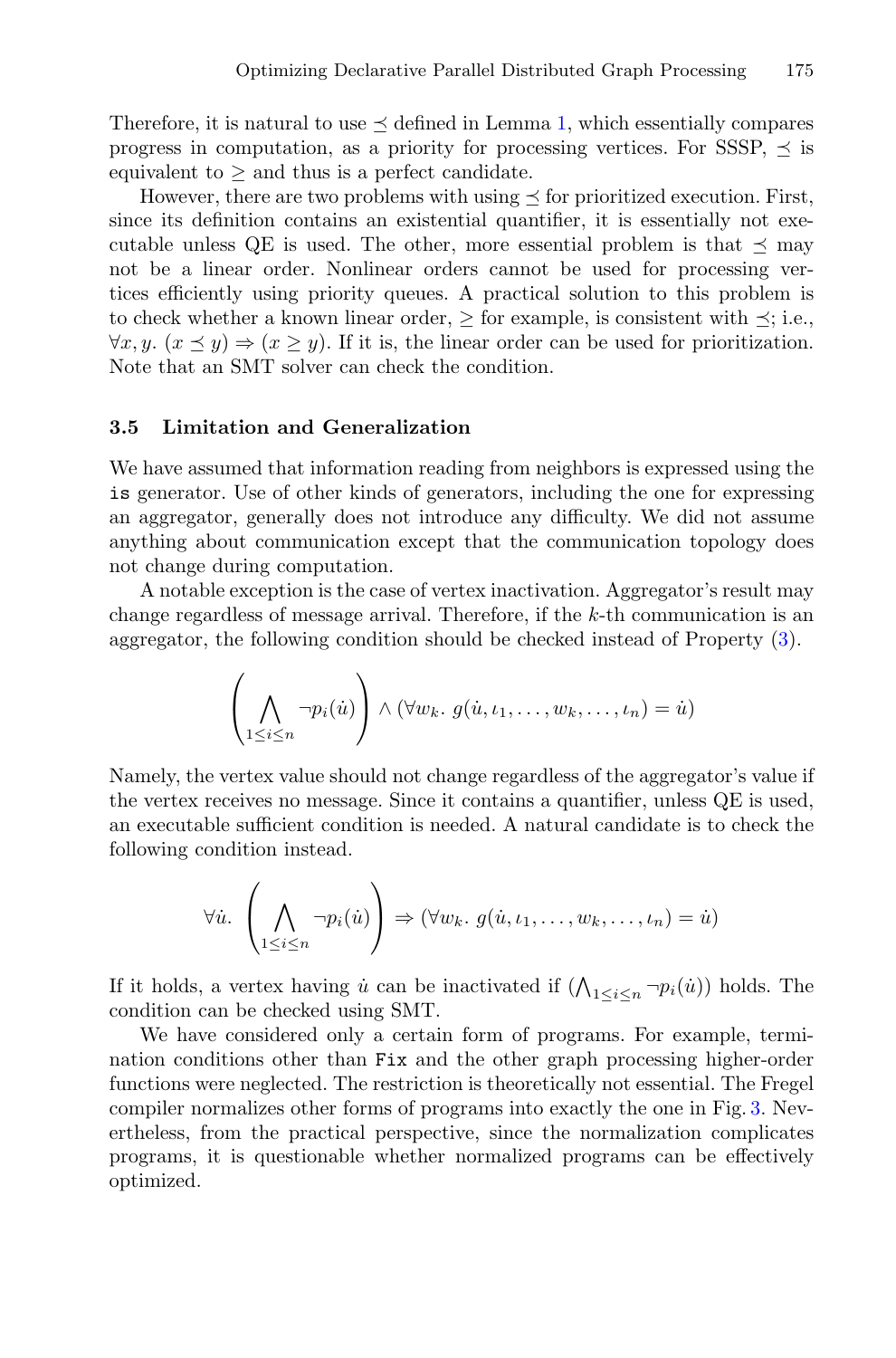Therefore, it is natural to use $\preceq$ defined in Lemma 1, which essentially compares progress in computation, as a priority for processing vertices. For SSSP, $\preceq$ is equivalent to $\geq$ and thus is a perfect candidate.

However, there are two problems with using $\preceq$ for prioritized execution. First, since its definition contains an existential quantifier, it is essentially not executable unless QE is used. The other, more essential problem is that $\preceq$ may not be a linear order. Nonlinear orders cannot be used for processing vertices efficiently using priority queues. A practical solution to this problem is to check whether a known linear order, $\geq$ for example, is consistent with $\preceq$; i.e., $\forall x, y.\ (x \preceq y) \Rightarrow (x \geq y)$. If it is, the linear order can be used for prioritization. Note that an SMT solver can check the condition.

### 3.5 Limitation and Generalization

We have assumed that information reading from neighbors is expressed using the `is` generator. Use of other kinds of generators, including the one for expressing an aggregator, generally does not introduce any difficulty. We did not assume anything about communication except that the communication topology does not change during computation.

A notable exception is the case of vertex inactivation. Aggregator's result may change regardless of message arrival. Therefore, if the $k$-th communication is an aggregator, the following condition should be checked instead of Property (3).

$$\left( \bigwedge_{1 \leq i \leq n} \neg p_i(\dot{u}) \right) \wedge (\forall w_k.\ g(\dot{u}, \iota_1, \ldots, w_k, \ldots, \iota_n) = \dot{u})$$

Namely, the vertex value should not change regardless of the aggregator's value if the vertex receives no message. Since it contains a quantifier, unless QE is used, an executable sufficient condition is needed. A natural candidate is to check the following condition instead.

$$\forall \dot{u}.\ \left( \bigwedge_{1 \leq i \leq n} \neg p_i(\dot{u}) \right) \Rightarrow (\forall w_k.\ g(\dot{u}, \iota_1, \ldots, w_k, \ldots, \iota_n) = \dot{u})$$

If it holds, a vertex having $\dot{u}$ can be inactivated if $(\bigwedge_{1 \leq i \leq n} \neg p_i(\dot{u}))$ holds. The condition can be checked using SMT.

We have considered only a certain form of programs. For example, termination conditions other than `Fix` and the other graph processing higher-order functions were neglected. The restriction is theoretically not essential. The Fregel compiler normalizes other forms of programs into exactly the one in Fig. 3. Nevertheless, from the practical perspective, since the normalization complicates programs, it is questionable whether normalized programs can be effectively optimized.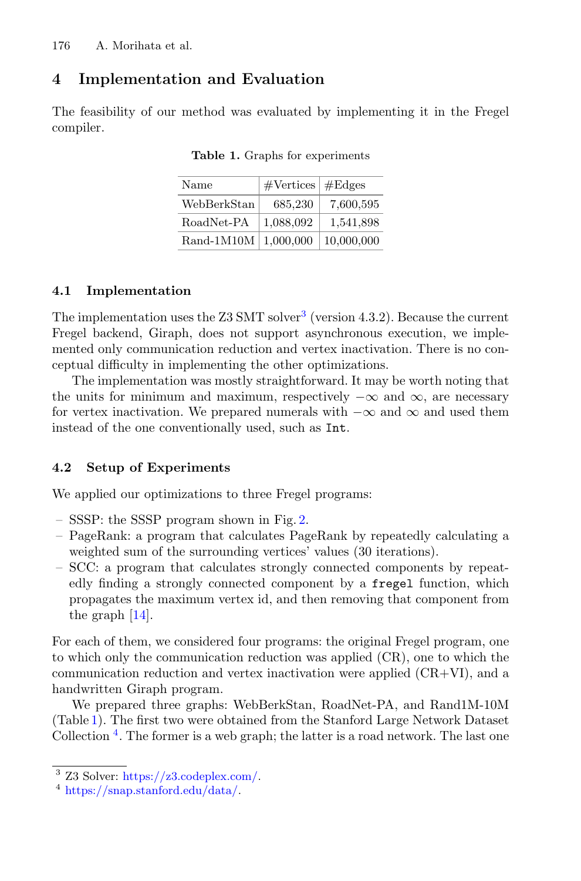## 4 Implementation and Evaluation

The feasibility of our method was evaluated by implementing it in the Fregel compiler.

**Table 1.** Graphs for experiments

| Name | #Vertices | #Edges |
|---|---|---|
| WebBerkStan | 685,230 | 7,600,595 |
| RoadNet-PA | 1,088,092 | 1,541,898 |
| Rand-1M10M | 1,000,000 | 10,000,000 |

### 4.1 Implementation

The implementation uses the Z3 SMT solver[3] (version 4.3.2). Because the current Fregel backend, Giraph, does not support asynchronous execution, we implemented only communication reduction and vertex inactivation. There is no conceptual difficulty in implementing the other optimizations.

The implementation was mostly straightforward. It may be worth noting that the units for minimum and maximum, respectively $-\infty$ and $\infty$, are necessary for vertex inactivation. We prepared numerals with $-\infty$ and $\infty$ and used them instead of the one conventionally used, such as `Int`.

### 4.2 Setup of Experiments

We applied our optimizations to three Fregel programs:

- SSSP: the SSSP program shown in Fig. 2.
- PageRank: a program that calculates PageRank by repeatedly calculating a weighted sum of the surrounding vertices' values (30 iterations).
- SCC: a program that calculates strongly connected components by repeatedly finding a strongly connected component by a `fregel` function, which propagates the maximum vertex id, and then removing that component from the graph [14].

For each of them, we considered four programs: the original Fregel program, one to which only the communication reduction was applied (CR), one to which the communication reduction and vertex inactivation were applied (CR+VI), and a handwritten Giraph program.

We prepared three graphs: WebBerkStan, RoadNet-PA, and Rand1M-10M (Table 1). The first two were obtained from the Stanford Large Network Dataset Collection [4]. The former is a web graph; the latter is a road network. The last one

[3] Z3 Solver: https://z3.codeplex.com/.

[4] https://snap.stanford.edu/data/.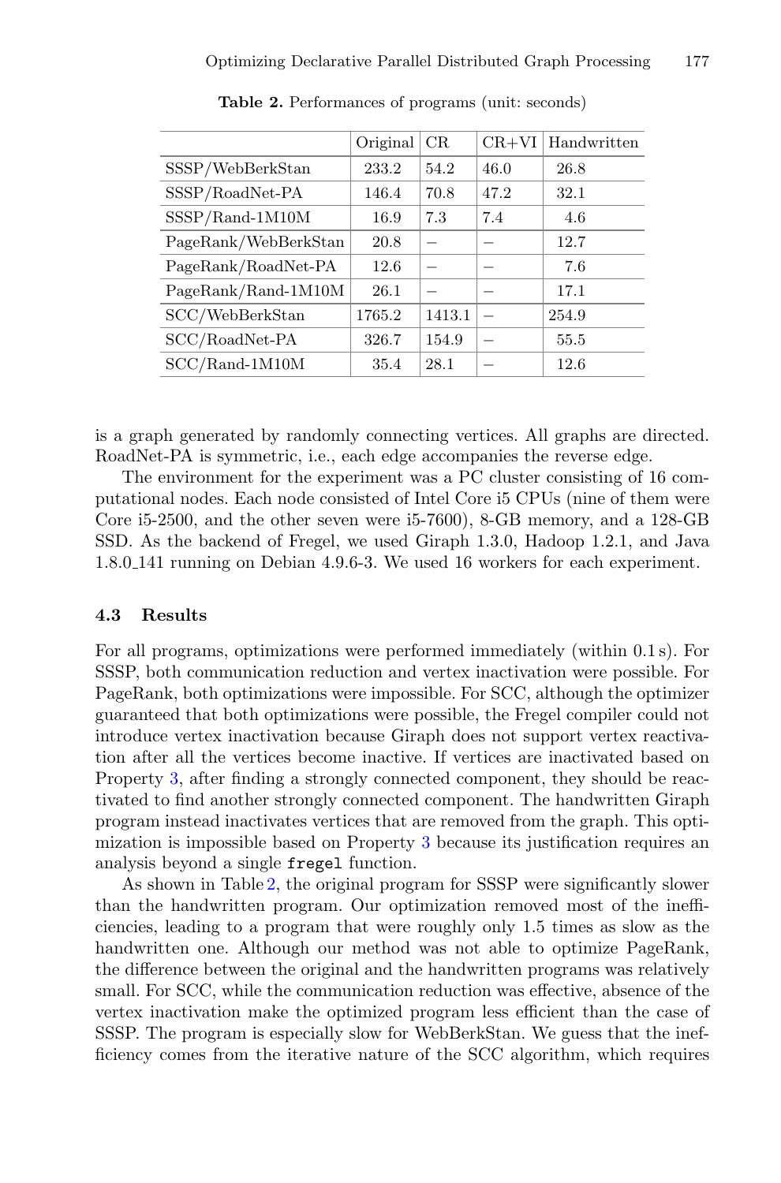**Table 2.** Performances of programs (unit: seconds)

| | Original | CR | CR+VI | Handwritten |
|---|---|---|---|---|
| SSSP/WebBerkStan | 233.2 | 54.2 | 46.0 | 26.8 |
| SSSP/RoadNet-PA | 146.4 | 70.8 | 47.2 | 32.1 |
| SSSP/Rand-1M10M | 16.9 | 7.3 | 7.4 | 4.6 |
| PageRank/WebBerkStan | 20.8 | – | – | 12.7 |
| PageRank/RoadNet-PA | 12.6 | – | – | 7.6 |
| PageRank/Rand-1M10M | 26.1 | – | – | 17.1 |
| SCC/WebBerkStan | 1765.2 | 1413.1 | – | 254.9 |
| SCC/RoadNet-PA | 326.7 | 154.9 | – | 55.5 |
| SCC/Rand-1M10M | 35.4 | 28.1 | – | 12.6 |

is a graph generated by randomly connecting vertices. All graphs are directed. RoadNet-PA is symmetric, i.e., each edge accompanies the reverse edge.

The environment for the experiment was a PC cluster consisting of 16 computational nodes. Each node consisted of Intel Core i5 CPUs (nine of them were Core i5-2500, and the other seven were i5-7600), 8-GB memory, and a 128-GB SSD. As the backend of Fregel, we used Giraph 1.3.0, Hadoop 1.2.1, and Java 1.8.0_141 running on Debian 4.9.6-3. We used 16 workers for each experiment.

### 4.3 Results

For all programs, optimizations were performed immediately (within 0.1 s). For SSSP, both communication reduction and vertex inactivation were possible. For PageRank, both optimizations were impossible. For SCC, although the optimizer guaranteed that both optimizations were possible, the Fregel compiler could not introduce vertex inactivation because Giraph does not support vertex reactivation after all the vertices become inactive. If vertices are inactivated based on Property 3, after finding a strongly connected component, they should be reactivated to find another strongly connected component. The handwritten Giraph program instead inactivates vertices that are removed from the graph. This optimization is impossible based on Property 3 because its justification requires an analysis beyond a single `fregel` function.

As shown in Table 2, the original program for SSSP were significantly slower than the handwritten program. Our optimization removed most of the inefficiencies, leading to a program that were roughly only 1.5 times as slow as the handwritten one. Although our method was not able to optimize PageRank, the difference between the original and the handwritten programs was relatively small. For SCC, while the communication reduction was effective, absence of the vertex inactivation make the optimized program less efficient than the case of SSSP. The program is especially slow for WebBerkStan. We guess that the inefficiency comes from the iterative nature of the SCC algorithm, which requires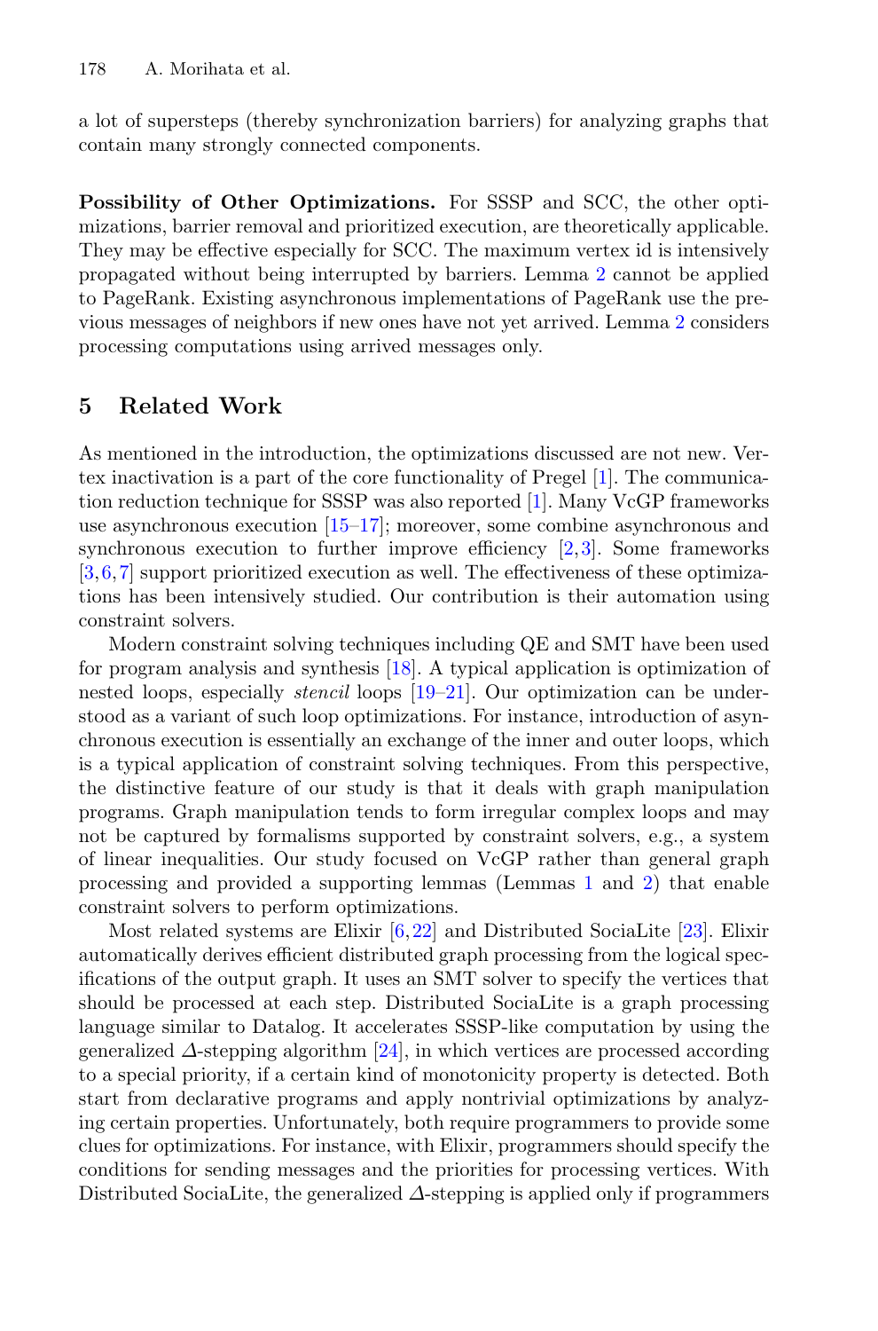a lot of supersteps (thereby synchronization barriers) for analyzing graphs that contain many strongly connected components.

**Possibility of Other Optimizations.** For SSSP and SCC, the other optimizations, barrier removal and prioritized execution, are theoretically applicable. They may be effective especially for SCC. The maximum vertex id is intensively propagated without being interrupted by barriers. Lemma 2 cannot be applied to PageRank. Existing asynchronous implementations of PageRank use the previous messages of neighbors if new ones have not yet arrived. Lemma 2 considers processing computations using arrived messages only.

## 5 Related Work

As mentioned in the introduction, the optimizations discussed are not new. Vertex inactivation is a part of the core functionality of Pregel [1]. The communication reduction technique for SSSP was also reported [1]. Many VcGP frameworks use asynchronous execution [15–17]; moreover, some combine asynchronous and synchronous execution to further improve efficiency [2,3]. Some frameworks [3,6,7] support prioritized execution as well. The effectiveness of these optimizations has been intensively studied. Our contribution is their automation using constraint solvers.

Modern constraint solving techniques including QE and SMT have been used for program analysis and synthesis [18]. A typical application is optimization of nested loops, especially *stencil* loops [19–21]. Our optimization can be understood as a variant of such loop optimizations. For instance, introduction of asynchronous execution is essentially an exchange of the inner and outer loops, which is a typical application of constraint solving techniques. From this perspective, the distinctive feature of our study is that it deals with graph manipulation programs. Graph manipulation tends to form irregular complex loops and may not be captured by formalisms supported by constraint solvers, e.g., a system of linear inequalities. Our study focused on VcGP rather than general graph processing and provided a supporting lemmas (Lemmas 1 and 2) that enable constraint solvers to perform optimizations.

Most related systems are Elixir [6,22] and Distributed SociaLite [23]. Elixir automatically derives efficient distributed graph processing from the logical specifications of the output graph. It uses an SMT solver to specify the vertices that should be processed at each step. Distributed SociaLite is a graph processing language similar to Datalog. It accelerates SSSP-like computation by using the generalized $\Delta$-stepping algorithm [24], in which vertices are processed according to a special priority, if a certain kind of monotonicity property is detected. Both start from declarative programs and apply nontrivial optimizations by analyzing certain properties. Unfortunately, both require programmers to provide some clues for optimizations. For instance, with Elixir, programmers should specify the conditions for sending messages and the priorities for processing vertices. With Distributed SociaLite, the generalized $\Delta$-stepping is applied only if programmers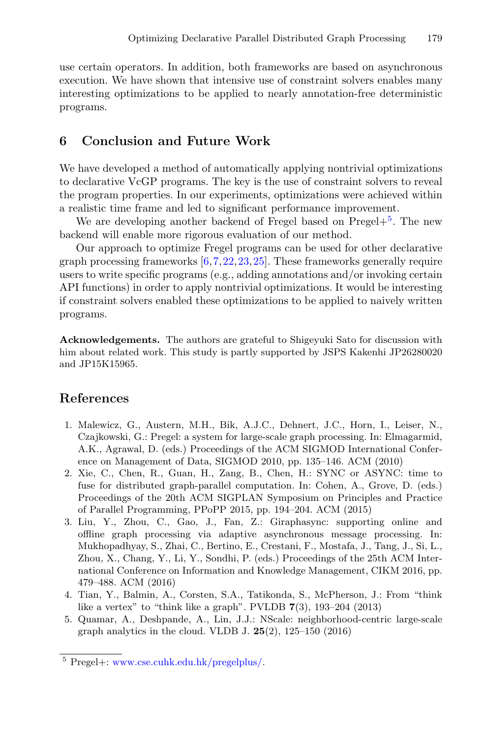use certain operators. In addition, both frameworks are based on asynchronous execution. We have shown that intensive use of constraint solvers enables many interesting optimizations to be applied to nearly annotation-free deterministic programs.

## 6 Conclusion and Future Work

We have developed a method of automatically applying nontrivial optimizations to declarative VcGP programs. The key is the use of constraint solvers to reveal the program properties. In our experiments, optimizations were achieved within a realistic time frame and led to significant performance improvement.

We are developing another backend of Fregel based on Pregel+[5]. The new backend will enable more rigorous evaluation of our method.

Our approach to optimize Fregel programs can be used for other declarative graph processing frameworks [6,7,22,23,25]. These frameworks generally require users to write specific programs (e.g., adding annotations and/or invoking certain API functions) in order to apply nontrivial optimizations. It would be interesting if constraint solvers enabled these optimizations to be applied to naively written programs.

**Acknowledgements.** The authors are grateful to Shigeyuki Sato for discussion with him about related work. This study is partly supported by JSPS Kakenhi JP26280020 and JP15K15965.

## References

1. Malewicz, G., Austern, M.H., Bik, A.J.C., Dehnert, J.C., Horn, I., Leiser, N., Czajkowski, G.: Pregel: a system for large-scale graph processing. In: Elmagarmid, A.K., Agrawal, D. (eds.) Proceedings of the ACM SIGMOD International Conference on Management of Data, SIGMOD 2010, pp. 135–146. ACM (2010)
2. Xie, C., Chen, R., Guan, H., Zang, B., Chen, H.: SYNC or ASYNC: time to fuse for distributed graph-parallel computation. In: Cohen, A., Grove, D. (eds.) Proceedings of the 20th ACM SIGPLAN Symposium on Principles and Practice of Parallel Programming, PPoPP 2015, pp. 194–204. ACM (2015)
3. Liu, Y., Zhou, C., Gao, J., Fan, Z.: Giraphasync: supporting online and offline graph processing via adaptive asynchronous message processing. In: Mukhopadhyay, S., Zhai, C., Bertino, E., Crestani, F., Mostafa, J., Tang, J., Si, L., Zhou, X., Chang, Y., Li, Y., Sondhi, P. (eds.) Proceedings of the 25th ACM International Conference on Information and Knowledge Management, CIKM 2016, pp. 479–488. ACM (2016)
4. Tian, Y., Balmin, A., Corsten, S.A., Tatikonda, S., McPherson, J.: From "think like a vertex" to "think like a graph". PVLDB **7**(3), 193–204 (2013)
5. Quamar, A., Deshpande, A., Lin, J.J.: NScale: neighborhood-centric large-scale graph analytics in the cloud. VLDB J. **25**(2), 125–150 (2016)

[5] Pregel+: www.cse.cuhk.edu.hk/pregelplus/.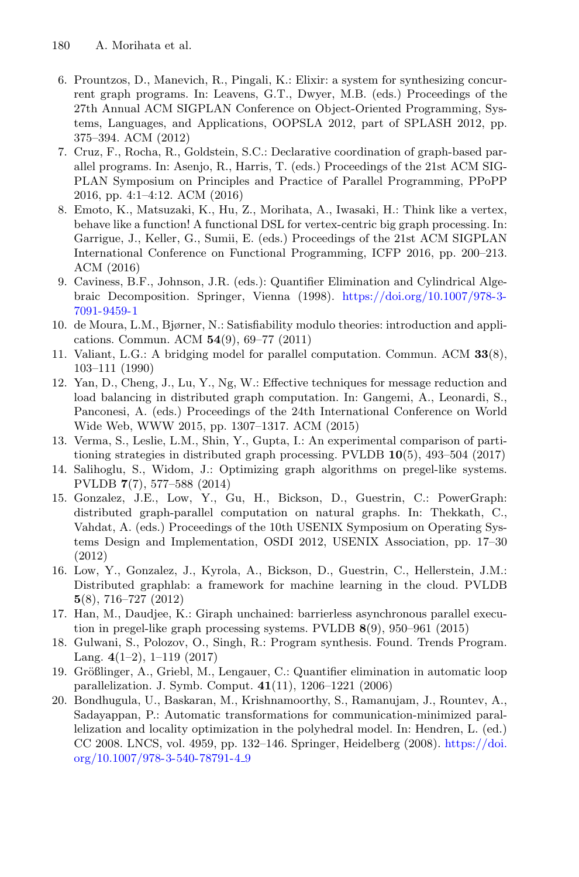6. Prountzos, D., Manevich, R., Pingali, K.: Elixir: a system for synthesizing concurrent graph programs. In: Leavens, G.T., Dwyer, M.B. (eds.) Proceedings of the 27th Annual ACM SIGPLAN Conference on Object-Oriented Programming, Systems, Languages, and Applications, OOPSLA 2012, part of SPLASH 2012, pp. 375–394. ACM (2012)
7. Cruz, F., Rocha, R., Goldstein, S.C.: Declarative coordination of graph-based parallel programs. In: Asenjo, R., Harris, T. (eds.) Proceedings of the 21st ACM SIGPLAN Symposium on Principles and Practice of Parallel Programming, PPoPP 2016, pp. 4:1–4:12. ACM (2016)
8. Emoto, K., Matsuzaki, K., Hu, Z., Morihata, A., Iwasaki, H.: Think like a vertex, behave like a function! A functional DSL for vertex-centric big graph processing. In: Garrigue, J., Keller, G., Sumii, E. (eds.) Proceedings of the 21st ACM SIGPLAN International Conference on Functional Programming, ICFP 2016, pp. 200–213. ACM (2016)
9. Caviness, B.F., Johnson, J.R. (eds.): Quantifier Elimination and Cylindrical Algebraic Decomposition. Springer, Vienna (1998). https://doi.org/10.1007/978-3-7091-9459-1
10. de Moura, L.M., Bjørner, N.: Satisfiability modulo theories: introduction and applications. Commun. ACM **54**(9), 69–77 (2011)
11. Valiant, L.G.: A bridging model for parallel computation. Commun. ACM **33**(8), 103–111 (1990)
12. Yan, D., Cheng, J., Lu, Y., Ng, W.: Effective techniques for message reduction and load balancing in distributed graph computation. In: Gangemi, A., Leonardi, S., Panconesi, A. (eds.) Proceedings of the 24th International Conference on World Wide Web, WWW 2015, pp. 1307–1317. ACM (2015)
13. Verma, S., Leslie, L.M., Shin, Y., Gupta, I.: An experimental comparison of partitioning strategies in distributed graph processing. PVLDB **10**(5), 493–504 (2017)
14. Salihoglu, S., Widom, J.: Optimizing graph algorithms on pregel-like systems. PVLDB **7**(7), 577–588 (2014)
15. Gonzalez, J.E., Low, Y., Gu, H., Bickson, D., Guestrin, C.: PowerGraph: distributed graph-parallel computation on natural graphs. In: Thekkath, C., Vahdat, A. (eds.) Proceedings of the 10th USENIX Symposium on Operating Systems Design and Implementation, OSDI 2012, USENIX Association, pp. 17–30 (2012)
16. Low, Y., Gonzalez, J., Kyrola, A., Bickson, D., Guestrin, C., Hellerstein, J.M.: Distributed graphlab: a framework for machine learning in the cloud. PVLDB **5**(8), 716–727 (2012)
17. Han, M., Daudjee, K.: Giraph unchained: barrierless asynchronous parallel execution in pregel-like graph processing systems. PVLDB **8**(9), 950–961 (2015)
18. Gulwani, S., Polozov, O., Singh, R.: Program synthesis. Found. Trends Program. Lang. **4**(1–2), 1–119 (2017)
19. Größlinger, A., Griebl, M., Lengauer, C.: Quantifier elimination in automatic loop parallelization. J. Symb. Comput. **41**(11), 1206–1221 (2006)
20. Bondhugula, U., Baskaran, M., Krishnamoorthy, S., Ramanujam, J., Rountev, A., Sadayappan, P.: Automatic transformations for communication-minimized parallelization and locality optimization in the polyhedral model. In: Hendren, L. (ed.) CC 2008. LNCS, vol. 4959, pp. 132–146. Springer, Heidelberg (2008). https://doi.org/10.1007/978-3-540-78791-4_9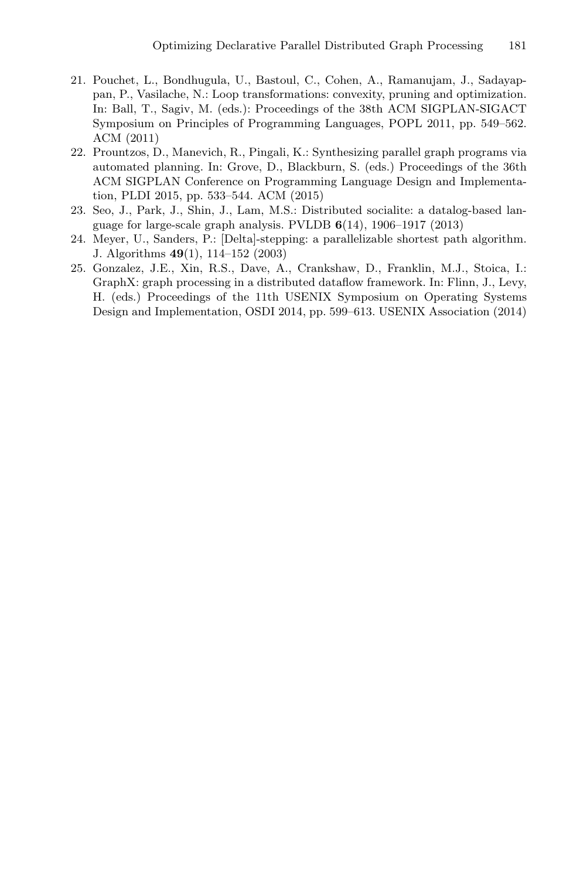21. Pouchet, L., Bondhugula, U., Bastoul, C., Cohen, A., Ramanujam, J., Sadayappan, P., Vasilache, N.: Loop transformations: convexity, pruning and optimization. In: Ball, T., Sagiv, M. (eds.): Proceedings of the 38th ACM SIGPLAN-SIGACT Symposium on Principles of Programming Languages, POPL 2011, pp. 549–562. ACM (2011)
22. Prountzos, D., Manevich, R., Pingali, K.: Synthesizing parallel graph programs via automated planning. In: Grove, D., Blackburn, S. (eds.) Proceedings of the 36th ACM SIGPLAN Conference on Programming Language Design and Implementation, PLDI 2015, pp. 533–544. ACM (2015)
23. Seo, J., Park, J., Shin, J., Lam, M.S.: Distributed socialite: a datalog-based language for large-scale graph analysis. PVLDB **6**(14), 1906–1917 (2013)
24. Meyer, U., Sanders, P.: [Delta]-stepping: a parallelizable shortest path algorithm. J. Algorithms **49**(1), 114–152 (2003)
25. Gonzalez, J.E., Xin, R.S., Dave, A., Crankshaw, D., Franklin, M.J., Stoica, I.: GraphX: graph processing in a distributed dataflow framework. In: Flinn, J., Levy, H. (eds.) Proceedings of the 11th USENIX Symposium on Operating Systems Design and Implementation, OSDI 2014, pp. 599–613. USENIX Association (2014)